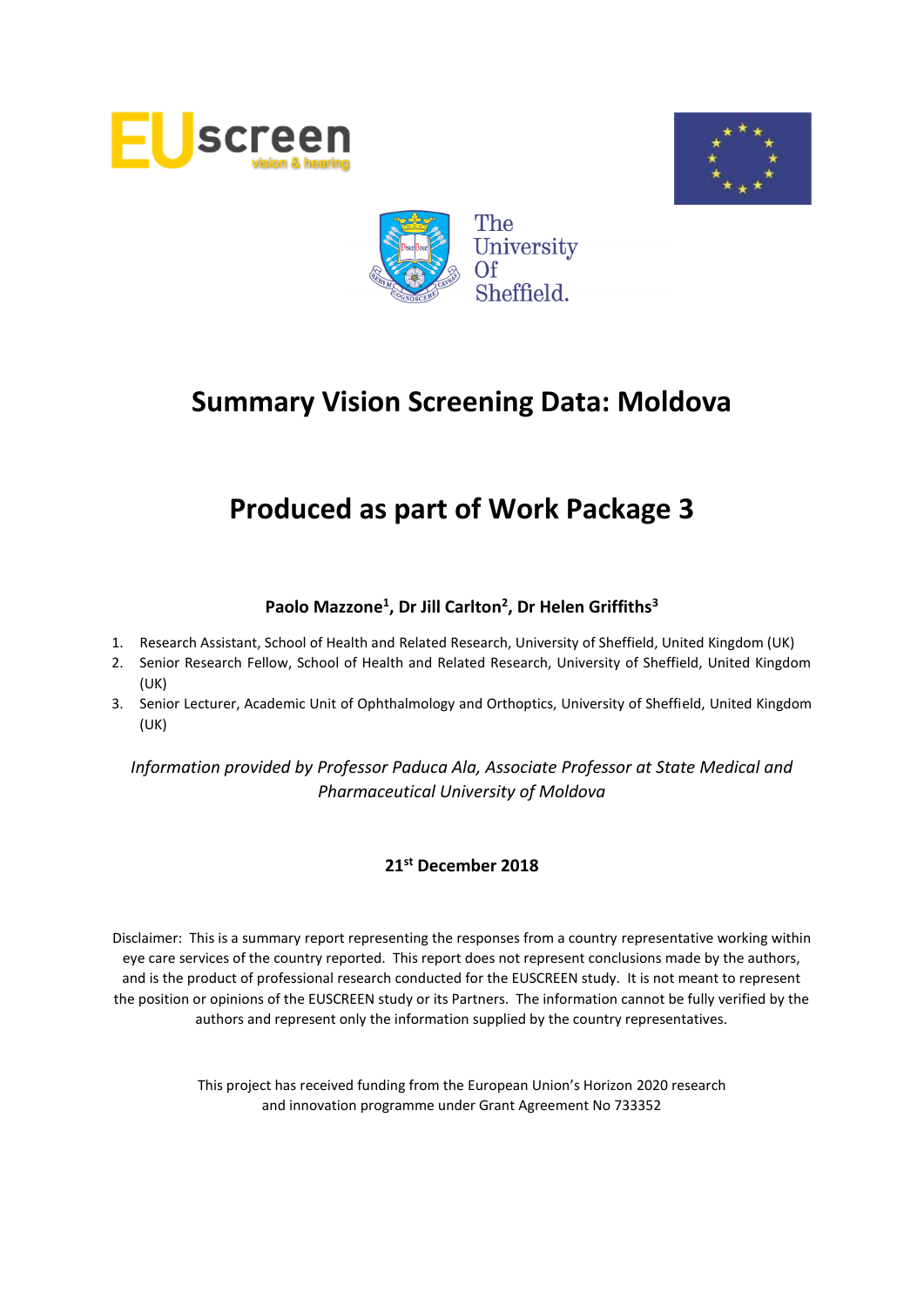# Summary Vision Screening Data: Moldova

# Produced as part of Work Package 3

**Paolo Mazzone[1], Dr Jill Carlton[2], Dr Helen Griffiths[3]**

1. Research Assistant, School of Health and Related Research, University of Sheffield, United Kingdom (UK)
2. Senior Research Fellow, School of Health and Related Research, University of Sheffield, United Kingdom (UK)
3. Senior Lecturer, Academic Unit of Ophthalmology and Orthoptics, University of Sheffield, United Kingdom (UK)

*Information provided by Professor Paduca Ala, Associate Professor at State Medical and Pharmaceutical University of Moldova*

**21st December 2018**

Disclaimer: This is a summary report representing the responses from a country representative working within eye care services of the country reported. This report does not represent conclusions made by the authors, and is the product of professional research conducted for the EUSCREEN study. It is not meant to represent the position or opinions of the EUSCREEN study or its Partners. The information cannot be fully verified by the authors and represent only the information supplied by the country representatives.

This project has received funding from the European Union's Horizon 2020 research and innovation programme under Grant Agreement No 733352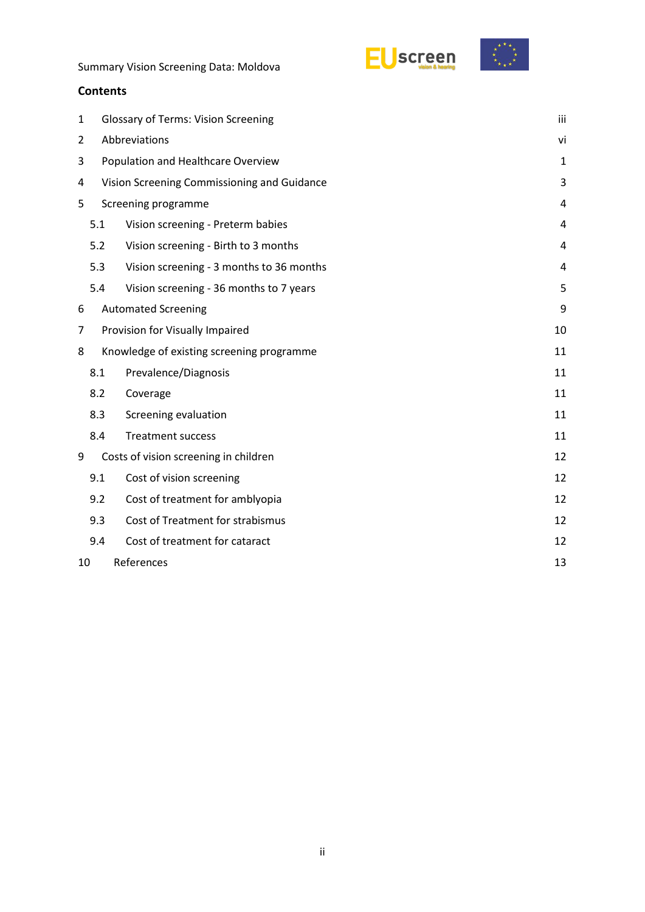## Contents

| | | |
|---|---|---|
| 1 | Glossary of Terms: Vision Screening | iii |
| 2 | Abbreviations | vi |
| 3 | Population and Healthcare Overview | 1 |
| 4 | Vision Screening Commissioning and Guidance | 3 |
| 5 | Screening programme | 4 |
| 5.1 | Vision screening - Preterm babies | 4 |
| 5.2 | Vision screening - Birth to 3 months | 4 |
| 5.3 | Vision screening - 3 months to 36 months | 4 |
| 5.4 | Vision screening - 36 months to 7 years | 5 |
| 6 | Automated Screening | 9 |
| 7 | Provision for Visually Impaired | 10 |
| 8 | Knowledge of existing screening programme | 11 |
| 8.1 | Prevalence/Diagnosis | 11 |
| 8.2 | Coverage | 11 |
| 8.3 | Screening evaluation | 11 |
| 8.4 | Treatment success | 11 |
| 9 | Costs of vision screening in children | 12 |
| 9.1 | Cost of vision screening | 12 |
| 9.2 | Cost of treatment for amblyopia | 12 |
| 9.3 | Cost of Treatment for strabismus | 12 |
| 9.4 | Cost of treatment for cataract | 12 |
| 10 | References | 13 |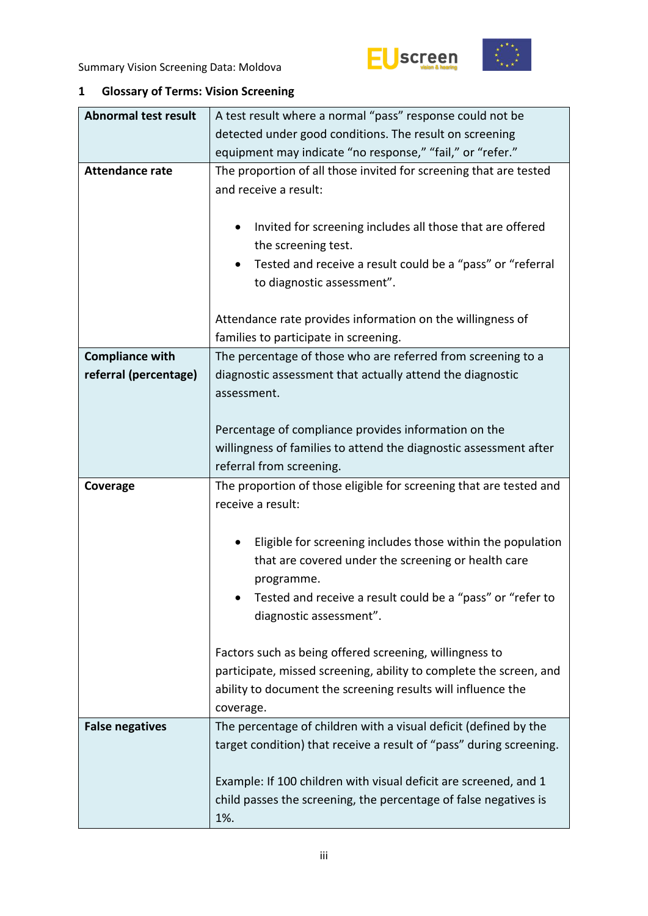## 1 Glossary of Terms: Vision Screening

| | |
|---|---|
| **Abnormal test result** | A test result where a normal “pass” response could not be detected under good conditions. The result on screening equipment may indicate “no response,” “fail,” or “refer.” |
| **Attendance rate** | The proportion of all those invited for screening that are tested and receive a result:<br><br>• Invited for screening includes all those that are offered the screening test.<br>• Tested and receive a result could be a “pass” or “referral to diagnostic assessment”.<br><br>Attendance rate provides information on the willingness of families to participate in screening. |
| **Compliance with referral (percentage)** | The percentage of those who are referred from screening to a diagnostic assessment that actually attend the diagnostic assessment.<br><br>Percentage of compliance provides information on the willingness of families to attend the diagnostic assessment after referral from screening. |
| **Coverage** | The proportion of those eligible for screening that are tested and receive a result:<br><br>• Eligible for screening includes those within the population that are covered under the screening or health care programme.<br>• Tested and receive a result could be a “pass” or “refer to diagnostic assessment”.<br><br>Factors such as being offered screening, willingness to participate, missed screening, ability to complete the screen, and ability to document the screening results will influence the coverage. |
| **False negatives** | The percentage of children with a visual deficit (defined by the target condition) that receive a result of “pass” during screening.<br><br>Example: If 100 children with visual deficit are screened, and 1 child passes the screening, the percentage of false negatives is 1%. |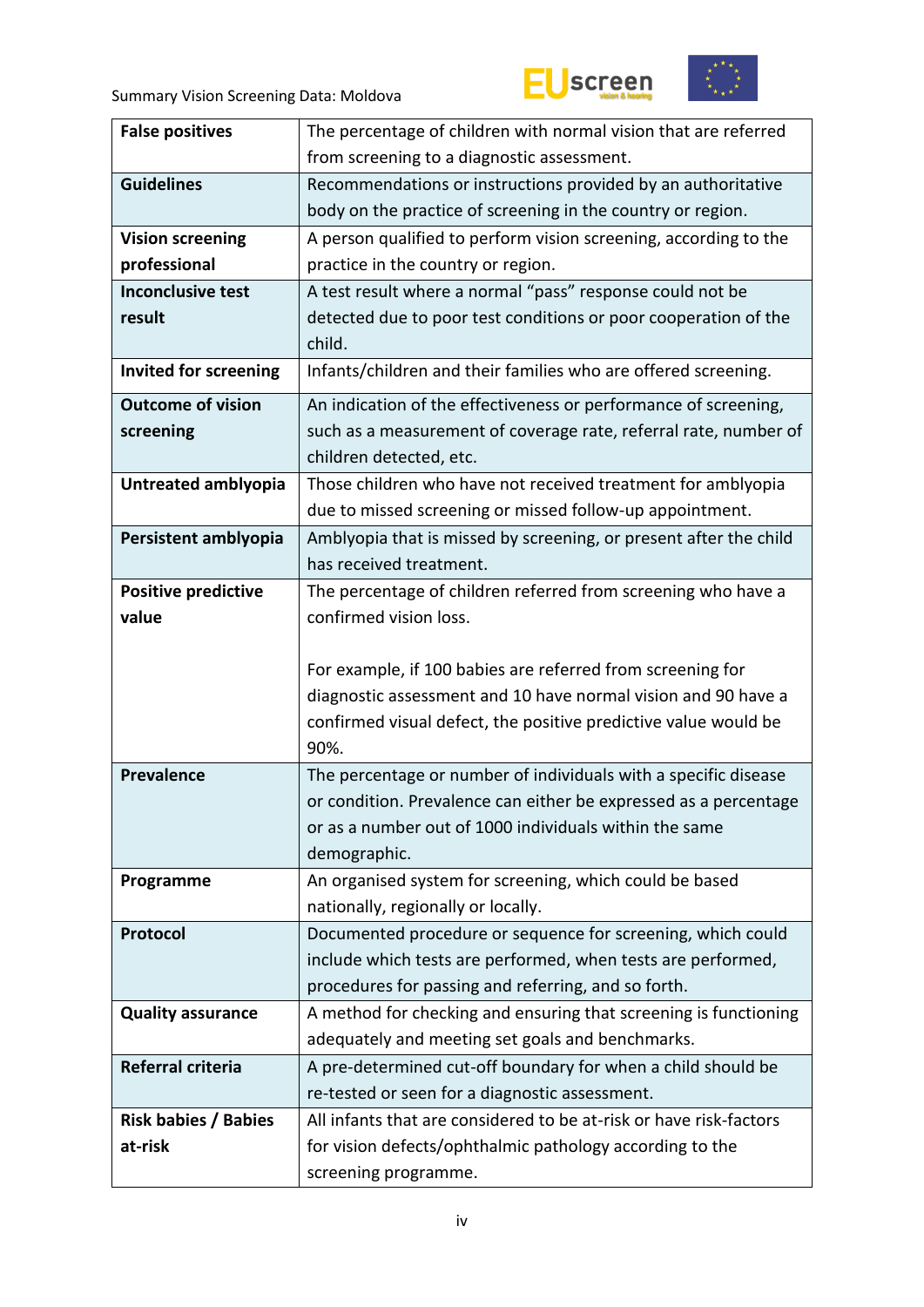| | |
|---|---|
| **False positives** | The percentage of children with normal vision that are referred from screening to a diagnostic assessment. |
| **Guidelines** | Recommendations or instructions provided by an authoritative body on the practice of screening in the country or region. |
| **Vision screening professional** | A person qualified to perform vision screening, according to the practice in the country or region. |
| **Inconclusive test result** | A test result where a normal "pass" response could not be detected due to poor test conditions or poor cooperation of the child. |
| **Invited for screening** | Infants/children and their families who are offered screening. |
| **Outcome of vision screening** | An indication of the effectiveness or performance of screening, such as a measurement of coverage rate, referral rate, number of children detected, etc. |
| **Untreated amblyopia** | Those children who have not received treatment for amblyopia due to missed screening or missed follow-up appointment. |
| **Persistent amblyopia** | Amblyopia that is missed by screening, or present after the child has received treatment. |
| **Positive predictive value** | The percentage of children referred from screening who have a confirmed vision loss.<br><br>For example, if 100 babies are referred from screening for diagnostic assessment and 10 have normal vision and 90 have a confirmed visual defect, the positive predictive value would be 90%. |
| **Prevalence** | The percentage or number of individuals with a specific disease or condition. Prevalence can either be expressed as a percentage or as a number out of 1000 individuals within the same demographic. |
| **Programme** | An organised system for screening, which could be based nationally, regionally or locally. |
| **Protocol** | Documented procedure or sequence for screening, which could include which tests are performed, when tests are performed, procedures for passing and referring, and so forth. |
| **Quality assurance** | A method for checking and ensuring that screening is functioning adequately and meeting set goals and benchmarks. |
| **Referral criteria** | A pre-determined cut-off boundary for when a child should be re-tested or seen for a diagnostic assessment. |
| **Risk babies / Babies at-risk** | All infants that are considered to be at-risk or have risk-factors for vision defects/ophthalmic pathology according to the screening programme. |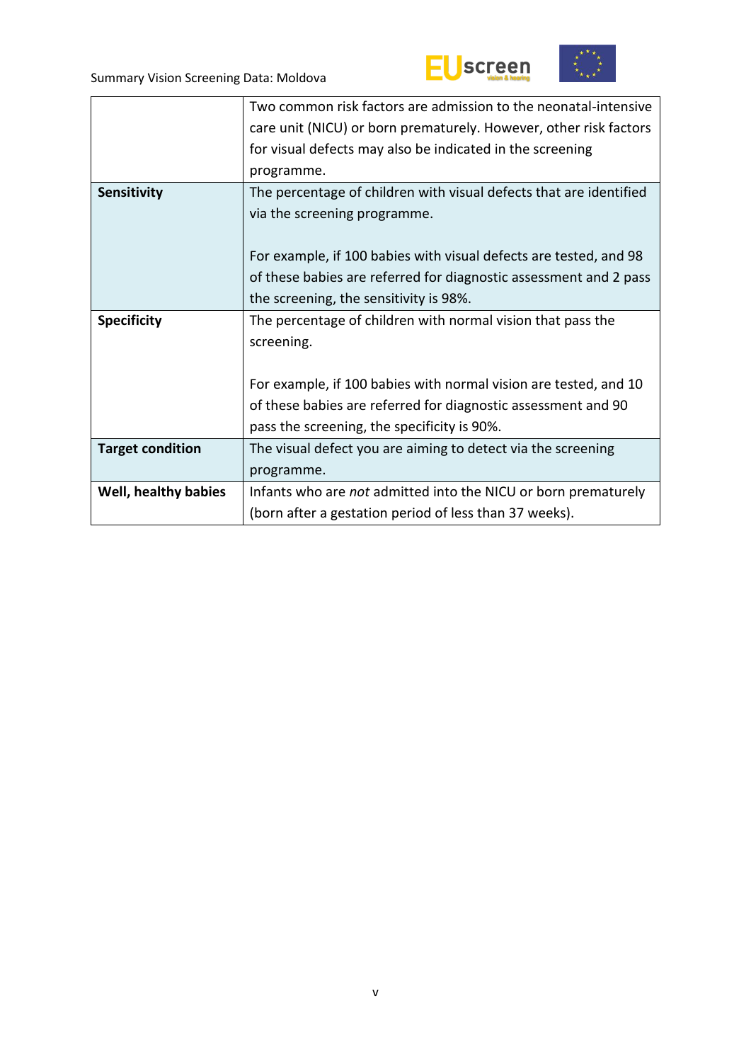| | |
|---|---|
| | Two common risk factors are admission to the neonatal-intensive care unit (NICU) or born prematurely. However, other risk factors for visual defects may also be indicated in the screening programme. |
| **Sensitivity** | The percentage of children with visual defects that are identified via the screening programme.<br><br>For example, if 100 babies with visual defects are tested, and 98 of these babies are referred for diagnostic assessment and 2 pass the screening, the sensitivity is 98%. |
| **Specificity** | The percentage of children with normal vision that pass the screening.<br><br>For example, if 100 babies with normal vision are tested, and 10 of these babies are referred for diagnostic assessment and 90 pass the screening, the specificity is 90%. |
| **Target condition** | The visual defect you are aiming to detect via the screening programme. |
| **Well, healthy babies** | Infants who are *not* admitted into the NICU or born prematurely (born after a gestation period of less than 37 weeks). |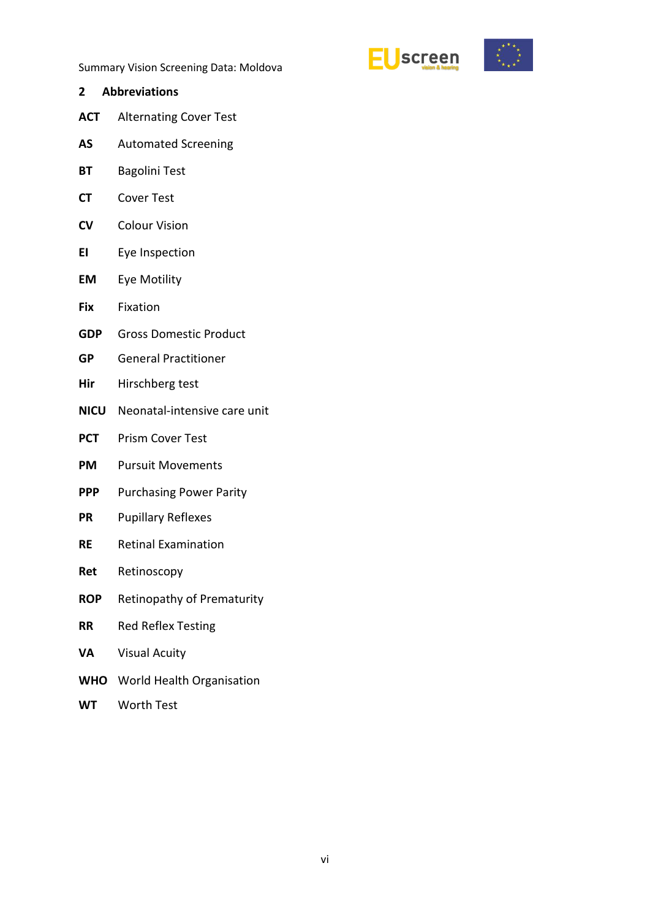## 2 Abbreviations

| | |
|---|---|
| **ACT** | Alternating Cover Test |
| **AS** | Automated Screening |
| **BT** | Bagolini Test |
| **CT** | Cover Test |
| **CV** | Colour Vision |
| **EI** | Eye Inspection |
| **EM** | Eye Motility |
| **Fix** | Fixation |
| **GDP** | Gross Domestic Product |
| **GP** | General Practitioner |
| **Hir** | Hirschberg test |
| **NICU** | Neonatal-intensive care unit |
| **PCT** | Prism Cover Test |
| **PM** | Pursuit Movements |
| **PPP** | Purchasing Power Parity |
| **PR** | Pupillary Reflexes |
| **RE** | Retinal Examination |
| **Ret** | Retinoscopy |
| **ROP** | Retinopathy of Prematurity |
| **RR** | Red Reflex Testing |
| **VA** | Visual Acuity |
| **WHO** | World Health Organisation |
| **WT** | Worth Test |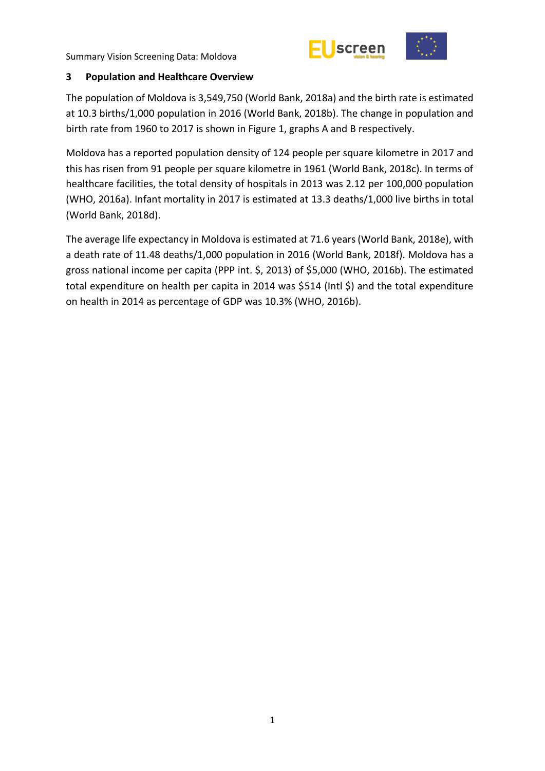## 3 Population and Healthcare Overview

The population of Moldova is 3,549,750 (World Bank, 2018a) and the birth rate is estimated at 10.3 births/1,000 population in 2016 (World Bank, 2018b). The change in population and birth rate from 1960 to 2017 is shown in Figure 1, graphs A and B respectively.

Moldova has a reported population density of 124 people per square kilometre in 2017 and this has risen from 91 people per square kilometre in 1961 (World Bank, 2018c). In terms of healthcare facilities, the total density of hospitals in 2013 was 2.12 per 100,000 population (WHO, 2016a). Infant mortality in 2017 is estimated at 13.3 deaths/1,000 live births in total (World Bank, 2018d).

The average life expectancy in Moldova is estimated at 71.6 years (World Bank, 2018e), with a death rate of 11.48 deaths/1,000 population in 2016 (World Bank, 2018f). Moldova has a gross national income per capita (PPP int. $, 2013) of $5,000 (WHO, 2016b). The estimated total expenditure on health per capita in 2014 was $514 (Intl $) and the total expenditure on health in 2014 as percentage of GDP was 10.3% (WHO, 2016b).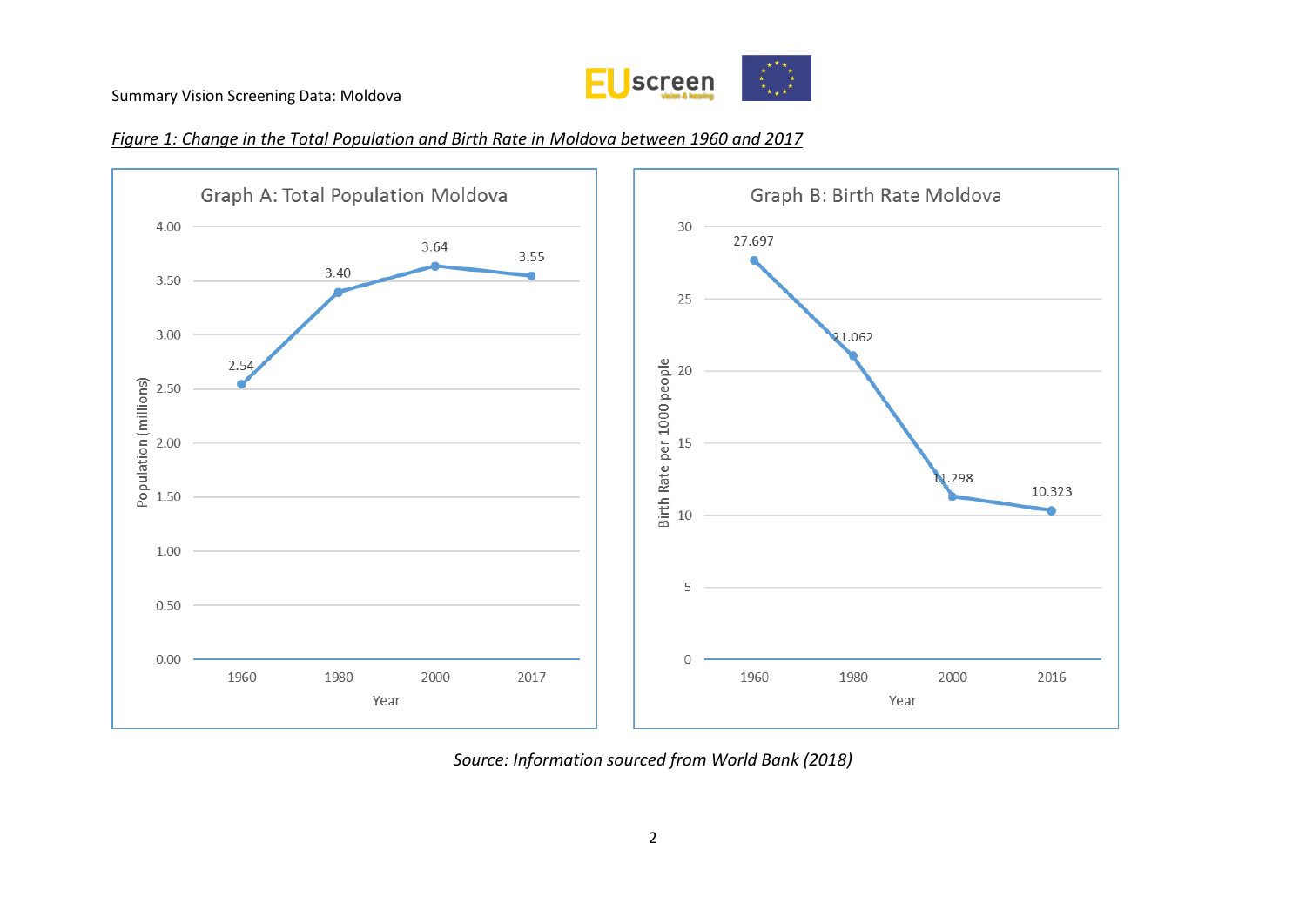*Figure 1: Change in the Total Population and Birth Rate in Moldova between 1960 and 2017*

**Graph A: Total Population Moldova**

| Year | Population (millions) |
| --- | --- |
| 1960 | 2.54 |
| 1980 | 3.40 |
| 2000 | 3.64 |
| 2017 | 3.55 |

**Graph B: Birth Rate Moldova**

| Year | Birth Rate per 1000 people |
| --- | --- |
| 1960 | 27.697 |
| 1980 | 21.062 |
| 2000 | 11.298 |
| 2016 | 10.323 |

*Source: Information sourced from World Bank (2018)*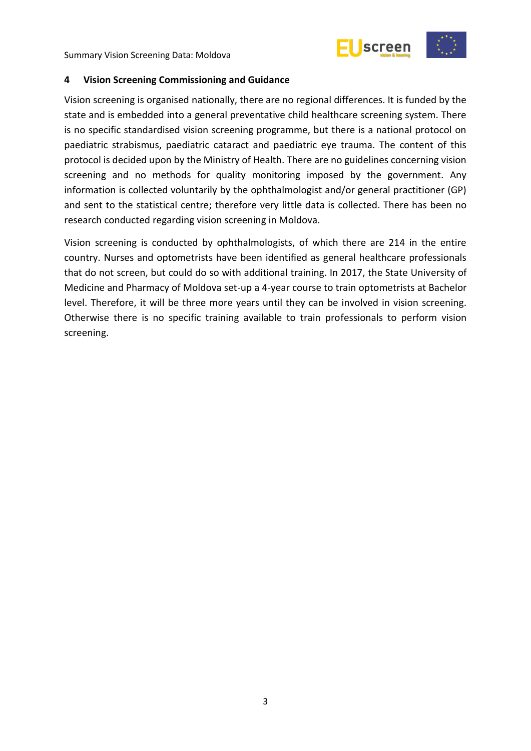## 4 Vision Screening Commissioning and Guidance

Vision screening is organised nationally, there are no regional differences. It is funded by the state and is embedded into a general preventative child healthcare screening system. There is no specific standardised vision screening programme, but there is a national protocol on paediatric strabismus, paediatric cataract and paediatric eye trauma. The content of this protocol is decided upon by the Ministry of Health. There are no guidelines concerning vision screening and no methods for quality monitoring imposed by the government. Any information is collected voluntarily by the ophthalmologist and/or general practitioner (GP) and sent to the statistical centre; therefore very little data is collected. There has been no research conducted regarding vision screening in Moldova.

Vision screening is conducted by ophthalmologists, of which there are 214 in the entire country. Nurses and optometrists have been identified as general healthcare professionals that do not screen, but could do so with additional training. In 2017, the State University of Medicine and Pharmacy of Moldova set-up a 4-year course to train optometrists at Bachelor level. Therefore, it will be three more years until they can be involved in vision screening. Otherwise there is no specific training available to train professionals to perform vision screening.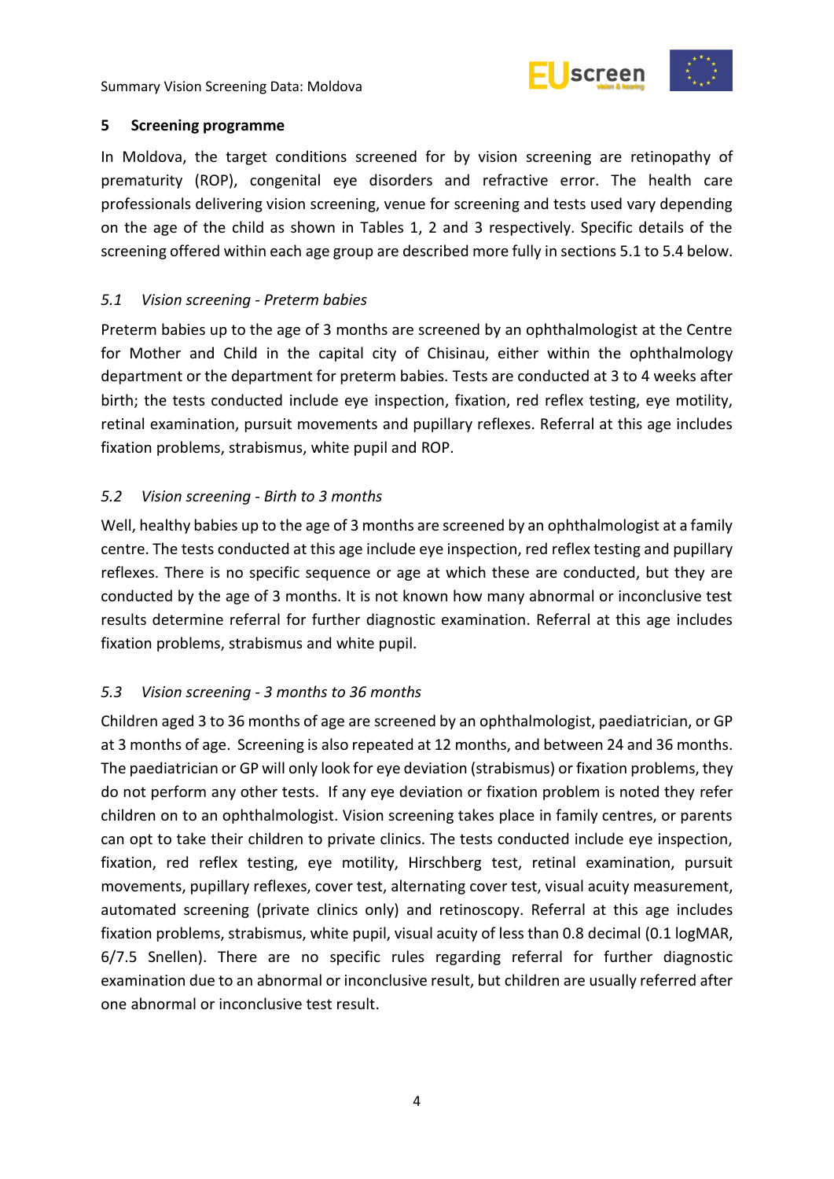## 5 Screening programme

In Moldova, the target conditions screened for by vision screening are retinopathy of prematurity (ROP), congenital eye disorders and refractive error. The health care professionals delivering vision screening, venue for screening and tests used vary depending on the age of the child as shown in Tables 1, 2 and 3 respectively. Specific details of the screening offered within each age group are described more fully in sections 5.1 to 5.4 below.

### *5.1 Vision screening - Preterm babies*

Preterm babies up to the age of 3 months are screened by an ophthalmologist at the Centre for Mother and Child in the capital city of Chisinau, either within the ophthalmology department or the department for preterm babies. Tests are conducted at 3 to 4 weeks after birth; the tests conducted include eye inspection, fixation, red reflex testing, eye motility, retinal examination, pursuit movements and pupillary reflexes. Referral at this age includes fixation problems, strabismus, white pupil and ROP.

### *5.2 Vision screening - Birth to 3 months*

Well, healthy babies up to the age of 3 months are screened by an ophthalmologist at a family centre. The tests conducted at this age include eye inspection, red reflex testing and pupillary reflexes. There is no specific sequence or age at which these are conducted, but they are conducted by the age of 3 months. It is not known how many abnormal or inconclusive test results determine referral for further diagnostic examination. Referral at this age includes fixation problems, strabismus and white pupil.

### *5.3 Vision screening - 3 months to 36 months*

Children aged 3 to 36 months of age are screened by an ophthalmologist, paediatrician, or GP at 3 months of age. Screening is also repeated at 12 months, and between 24 and 36 months. The paediatrician or GP will only look for eye deviation (strabismus) or fixation problems, they do not perform any other tests. If any eye deviation or fixation problem is noted they refer children on to an ophthalmologist. Vision screening takes place in family centres, or parents can opt to take their children to private clinics. The tests conducted include eye inspection, fixation, red reflex testing, eye motility, Hirschberg test, retinal examination, pursuit movements, pupillary reflexes, cover test, alternating cover test, visual acuity measurement, automated screening (private clinics only) and retinoscopy. Referral at this age includes fixation problems, strabismus, white pupil, visual acuity of less than 0.8 decimal (0.1 logMAR, 6/7.5 Snellen). There are no specific rules regarding referral for further diagnostic examination due to an abnormal or inconclusive result, but children are usually referred after one abnormal or inconclusive test result.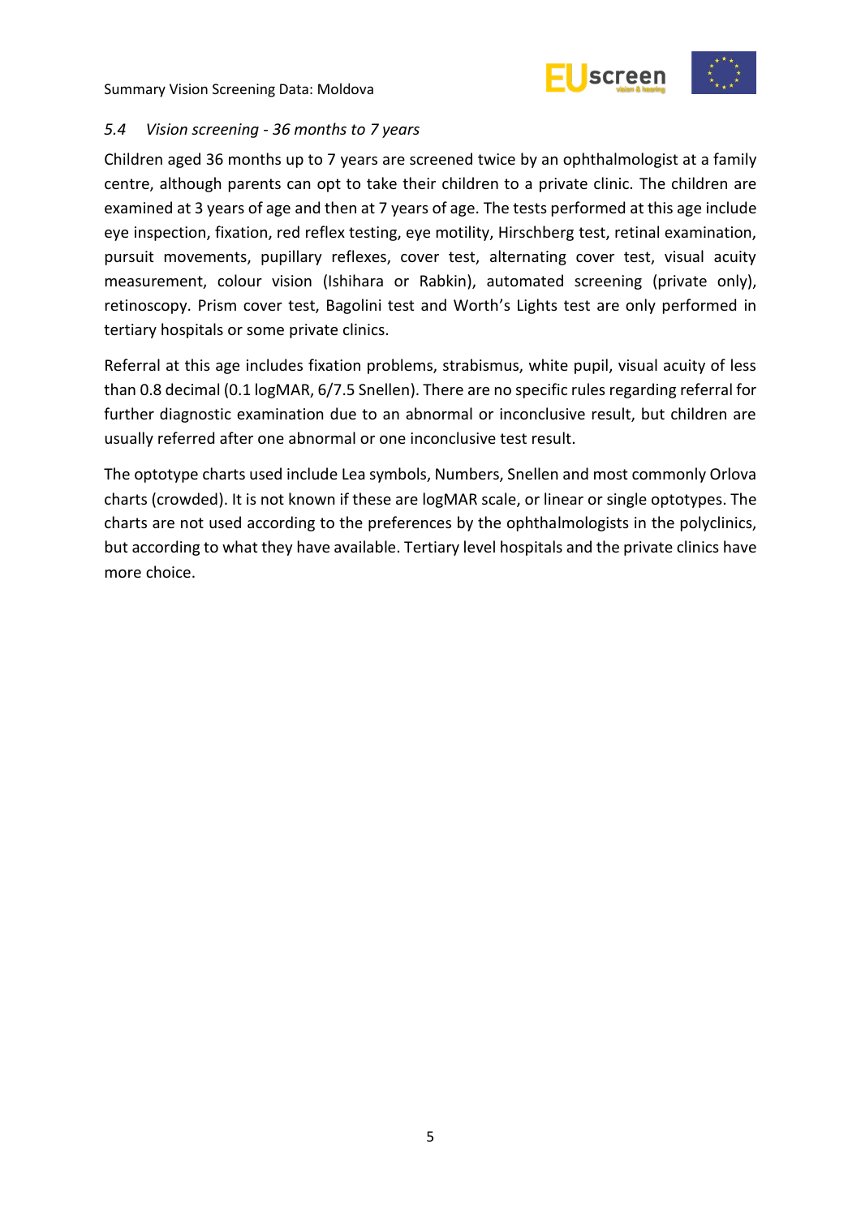### *5.4 Vision screening - 36 months to 7 years*

Children aged 36 months up to 7 years are screened twice by an ophthalmologist at a family centre, although parents can opt to take their children to a private clinic. The children are examined at 3 years of age and then at 7 years of age. The tests performed at this age include eye inspection, fixation, red reflex testing, eye motility, Hirschberg test, retinal examination, pursuit movements, pupillary reflexes, cover test, alternating cover test, visual acuity measurement, colour vision (Ishihara or Rabkin), automated screening (private only), retinoscopy. Prism cover test, Bagolini test and Worth's Lights test are only performed in tertiary hospitals or some private clinics.

Referral at this age includes fixation problems, strabismus, white pupil, visual acuity of less than 0.8 decimal (0.1 logMAR, 6/7.5 Snellen). There are no specific rules regarding referral for further diagnostic examination due to an abnormal or inconclusive result, but children are usually referred after one abnormal or one inconclusive test result.

The optotype charts used include Lea symbols, Numbers, Snellen and most commonly Orlova charts (crowded). It is not known if these are logMAR scale, or linear or single optotypes. The charts are not used according to the preferences by the ophthalmologists in the polyclinics, but according to what they have available. Tertiary level hospitals and the private clinics have more choice.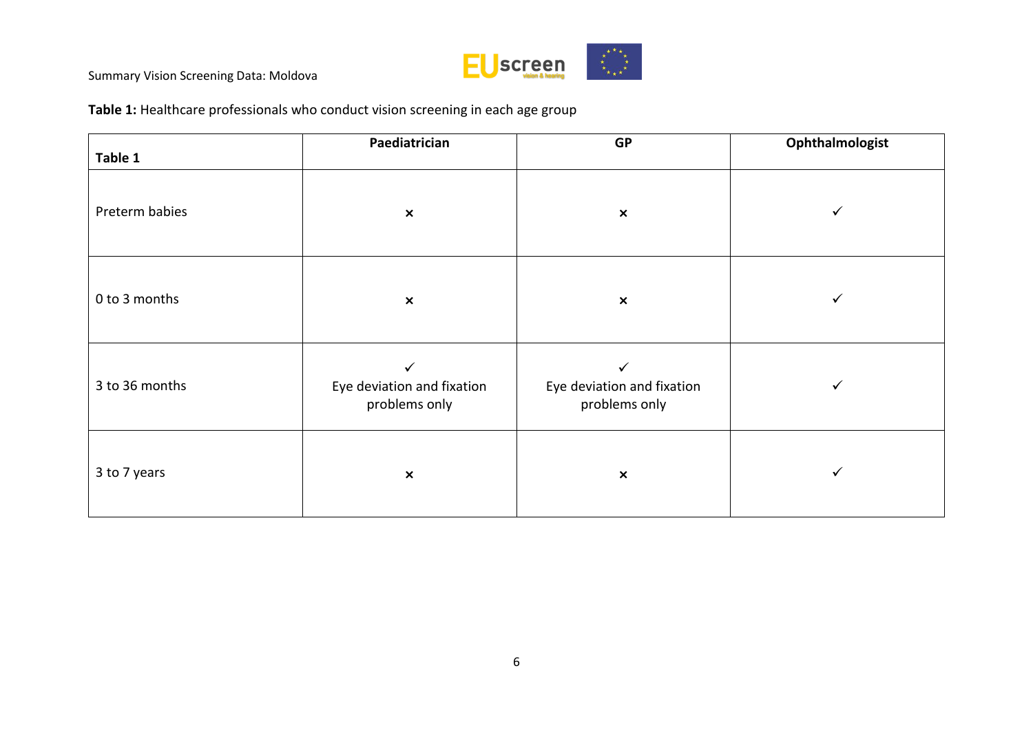**Table 1:** Healthcare professionals who conduct vision screening in each age group

| Table 1 | Paediatrician | GP | Ophthalmologist |
|---|---|---|---|
| Preterm babies | × | × | ✓ |
| 0 to 3 months | × | × | ✓ |
| 3 to 36 months | ✓ Eye deviation and fixation problems only | ✓ Eye deviation and fixation problems only | ✓ |
| 3 to 7 years | × | × | ✓ |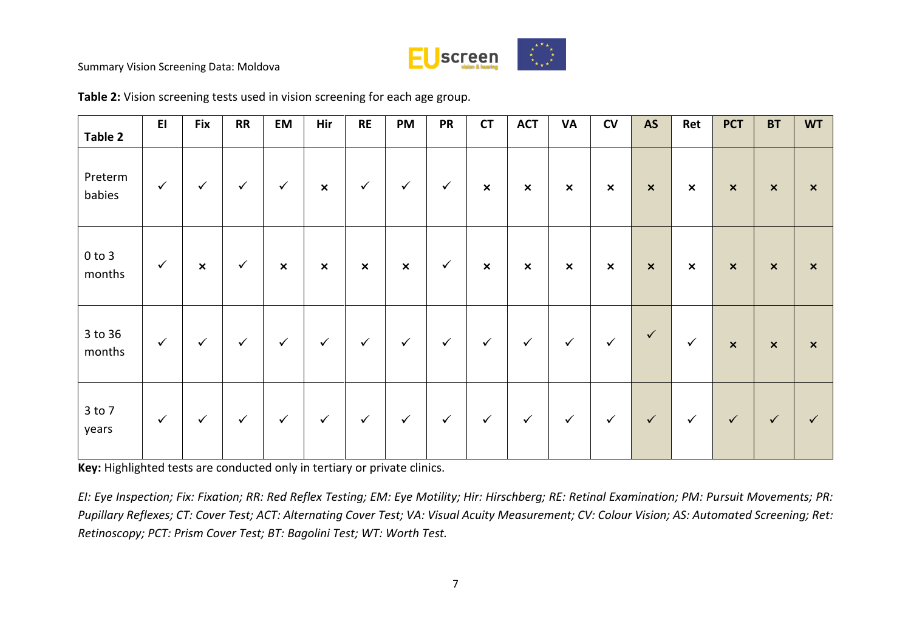**Table 2:** Vision screening tests used in vision screening for each age group.

| Table 2 | EI | Fix | RR | EM | Hir | RE | PM | PR | CT | ACT | VA | CV | AS | Ret | PCT | BT | WT |
|---|---|---|---|---|---|---|---|---|---|---|---|---|---|---|---|---|---|
| Preterm babies | ✓ | ✓ | ✓ | ✓ | × | ✓ | ✓ | ✓ | × | × | × | × | × | × | × | × | × |
| 0 to 3 months | ✓ | × | ✓ | × | × | × | × | ✓ | × | × | × | × | × | × | × | × | × |
| 3 to 36 months | ✓ | ✓ | ✓ | ✓ | ✓ | ✓ | ✓ | ✓ | ✓ | ✓ | ✓ | ✓ | ✓ | ✓ | × | × | × |
| 3 to 7 years | ✓ | ✓ | ✓ | ✓ | ✓ | ✓ | ✓ | ✓ | ✓ | ✓ | ✓ | ✓ | ✓ | ✓ | ✓ | ✓ | ✓ |

**Key:** Highlighted tests are conducted only in tertiary or private clinics.

*EI: Eye Inspection; Fix: Fixation; RR: Red Reflex Testing; EM: Eye Motility; Hir: Hirschberg; RE: Retinal Examination; PM: Pursuit Movements; PR: Pupillary Reflexes; CT: Cover Test; ACT: Alternating Cover Test; VA: Visual Acuity Measurement; CV: Colour Vision; AS: Automated Screening; Ret: Retinoscopy; PCT: Prism Cover Test; BT: Bagolini Test; WT: Worth Test.*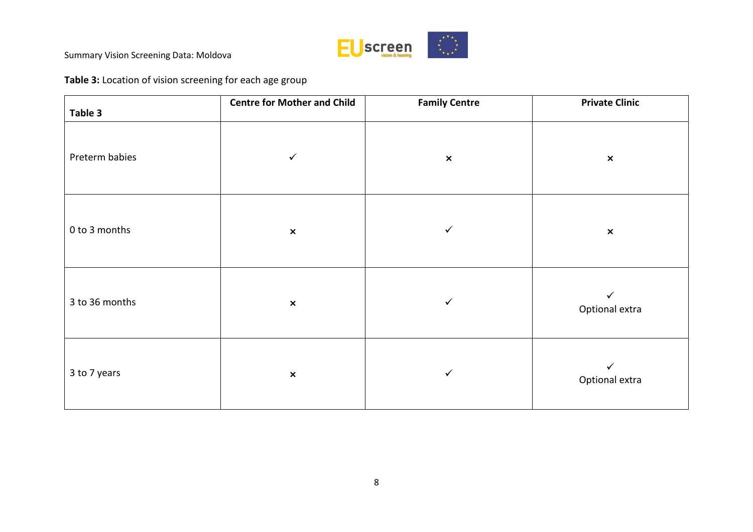**Table 3:** Location of vision screening for each age group

| Table 3 | Centre for Mother and Child | Family Centre | Private Clinic |
|---|---|---|---|
| Preterm babies | ✓ | × | × |
| 0 to 3 months | × | ✓ | × |
| 3 to 36 months | × | ✓ | ✓ Optional extra |
| 3 to 7 years | × | ✓ | ✓ Optional extra |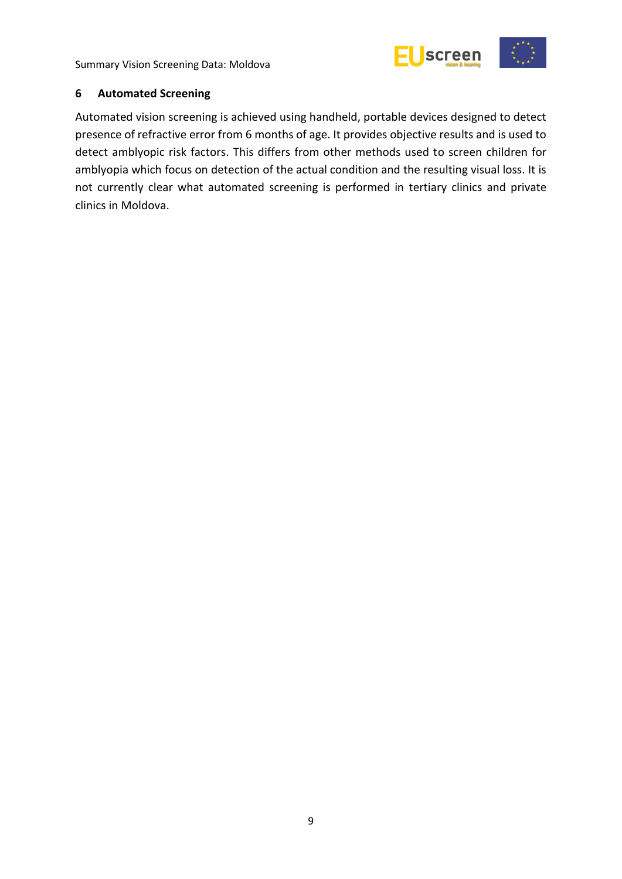## 6 Automated Screening

Automated vision screening is achieved using handheld, portable devices designed to detect presence of refractive error from 6 months of age. It provides objective results and is used to detect amblyopic risk factors. This differs from other methods used to screen children for amblyopia which focus on detection of the actual condition and the resulting visual loss. It is not currently clear what automated screening is performed in tertiary clinics and private clinics in Moldova.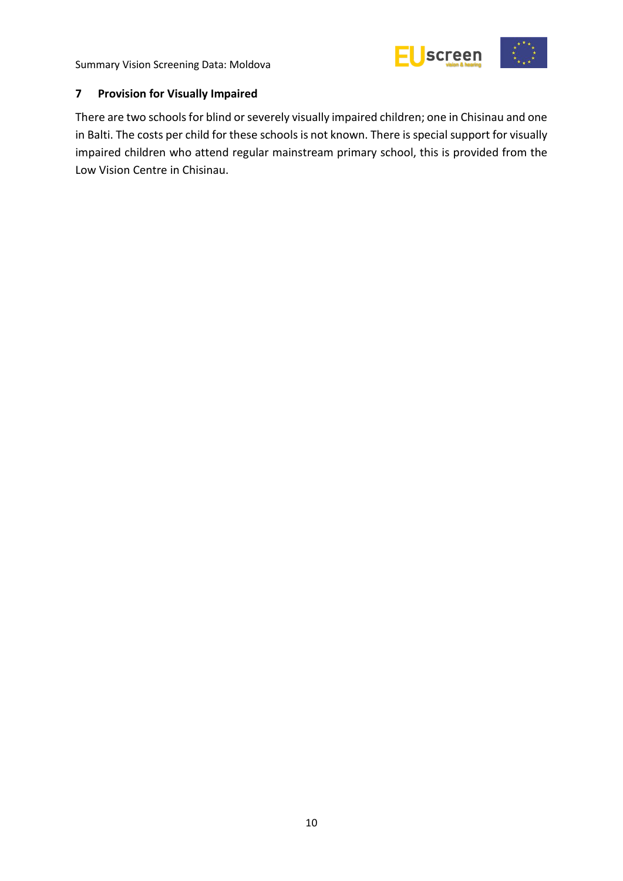## 7 Provision for Visually Impaired

There are two schools for blind or severely visually impaired children; one in Chisinau and one in Balti. The costs per child for these schools is not known. There is special support for visually impaired children who attend regular mainstream primary school, this is provided from the Low Vision Centre in Chisinau.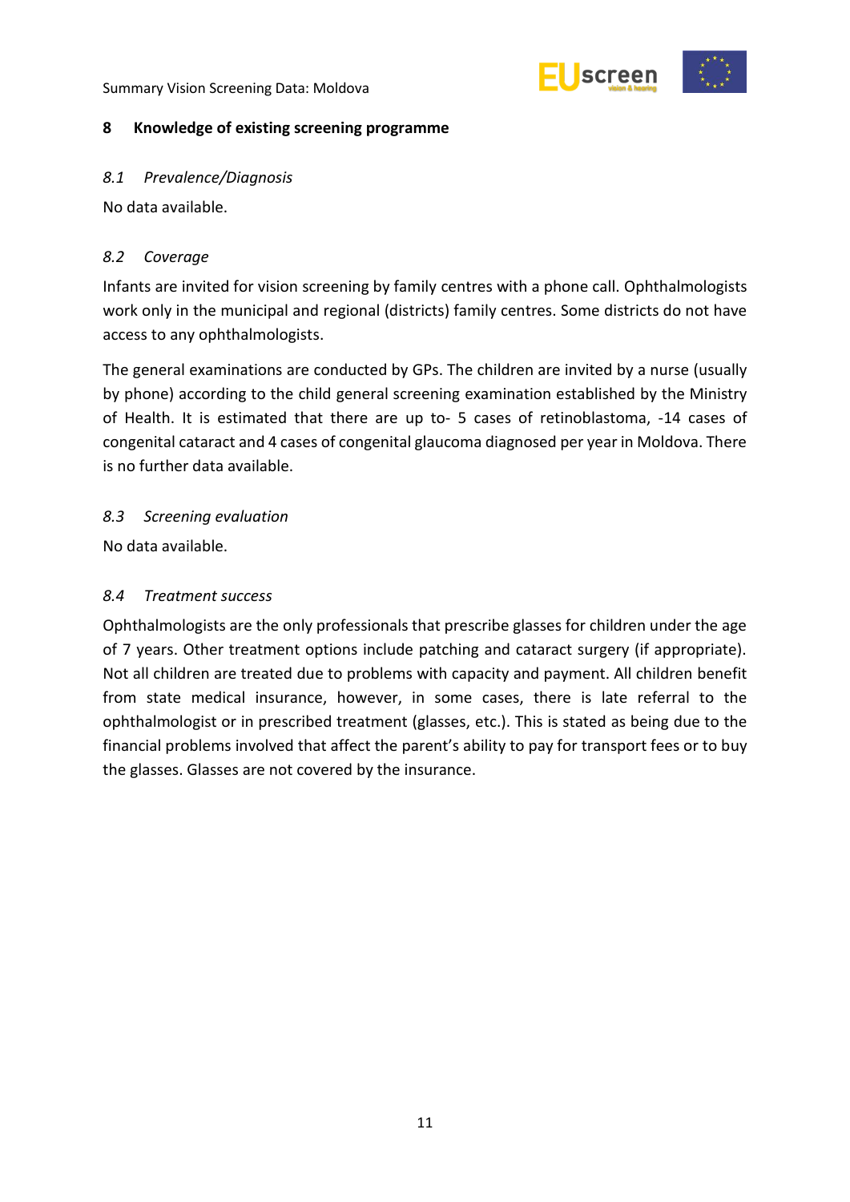## 8 Knowledge of existing screening programme

### *8.1 Prevalence/Diagnosis*

No data available.

### *8.2 Coverage*

Infants are invited for vision screening by family centres with a phone call. Ophthalmologists work only in the municipal and regional (districts) family centres. Some districts do not have access to any ophthalmologists.

The general examinations are conducted by GPs. The children are invited by a nurse (usually by phone) according to the child general screening examination established by the Ministry of Health. It is estimated that there are up to- 5 cases of retinoblastoma, -14 cases of congenital cataract and 4 cases of congenital glaucoma diagnosed per year in Moldova. There is no further data available.

### *8.3 Screening evaluation*

No data available.

### *8.4 Treatment success*

Ophthalmologists are the only professionals that prescribe glasses for children under the age of 7 years. Other treatment options include patching and cataract surgery (if appropriate). Not all children are treated due to problems with capacity and payment. All children benefit from state medical insurance, however, in some cases, there is late referral to the ophthalmologist or in prescribed treatment (glasses, etc.). This is stated as being due to the financial problems involved that affect the parent's ability to pay for transport fees or to buy the glasses. Glasses are not covered by the insurance.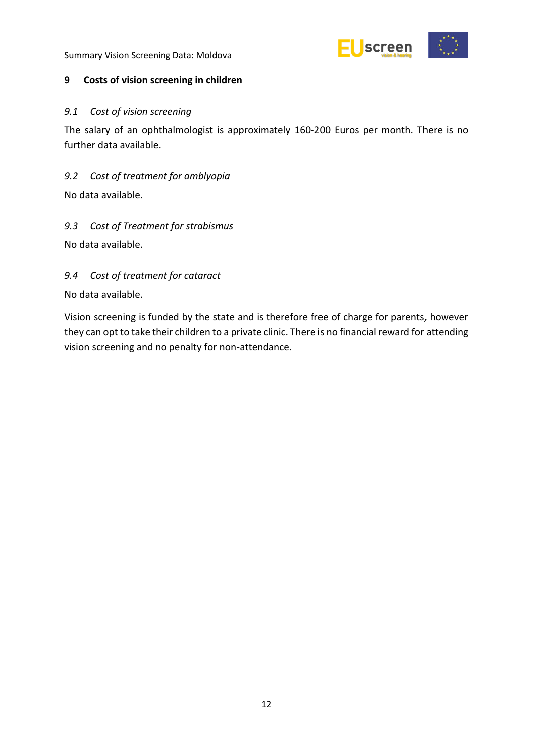## 9 Costs of vision screening in children

### *9.1 Cost of vision screening*

The salary of an ophthalmologist is approximately 160-200 Euros per month. There is no further data available.

### *9.2 Cost of treatment for amblyopia*

No data available.

### *9.3 Cost of Treatment for strabismus*

No data available.

### *9.4 Cost of treatment for cataract*

No data available.

Vision screening is funded by the state and is therefore free of charge for parents, however they can opt to take their children to a private clinic. There is no financial reward for attending vision screening and no penalty for non-attendance.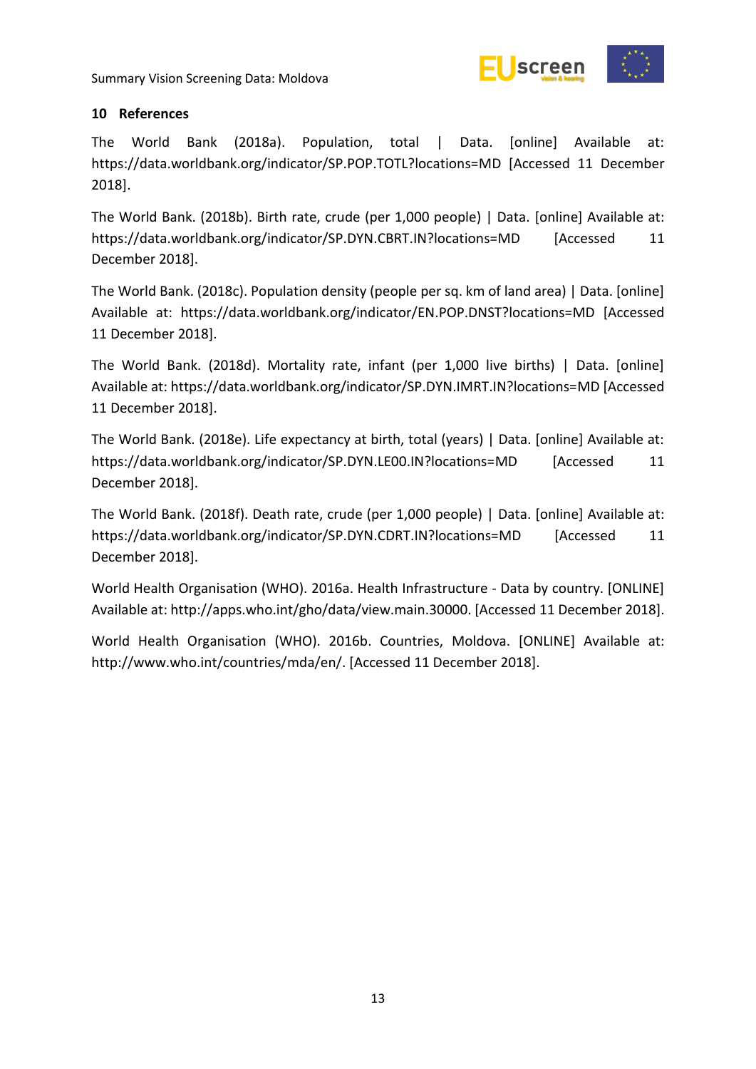## 10 References

The World Bank (2018a). Population, total | Data. [online] Available at: https://data.worldbank.org/indicator/SP.POP.TOTL?locations=MD [Accessed 11 December 2018].

The World Bank. (2018b). Birth rate, crude (per 1,000 people) | Data. [online] Available at: https://data.worldbank.org/indicator/SP.DYN.CBRT.IN?locations=MD [Accessed 11 December 2018].

The World Bank. (2018c). Population density (people per sq. km of land area) | Data. [online] Available at: https://data.worldbank.org/indicator/EN.POP.DNST?locations=MD [Accessed 11 December 2018].

The World Bank. (2018d). Mortality rate, infant (per 1,000 live births) | Data. [online] Available at: https://data.worldbank.org/indicator/SP.DYN.IMRT.IN?locations=MD [Accessed 11 December 2018].

The World Bank. (2018e). Life expectancy at birth, total (years) | Data. [online] Available at: https://data.worldbank.org/indicator/SP.DYN.LE00.IN?locations=MD [Accessed 11 December 2018].

The World Bank. (2018f). Death rate, crude (per 1,000 people) | Data. [online] Available at: https://data.worldbank.org/indicator/SP.DYN.CDRT.IN?locations=MD [Accessed 11 December 2018].

World Health Organisation (WHO). 2016a. Health Infrastructure - Data by country. [ONLINE] Available at: http://apps.who.int/gho/data/view.main.30000. [Accessed 11 December 2018].

World Health Organisation (WHO). 2016b. Countries, Moldova. [ONLINE] Available at: http://www.who.int/countries/mda/en/. [Accessed 11 December 2018].